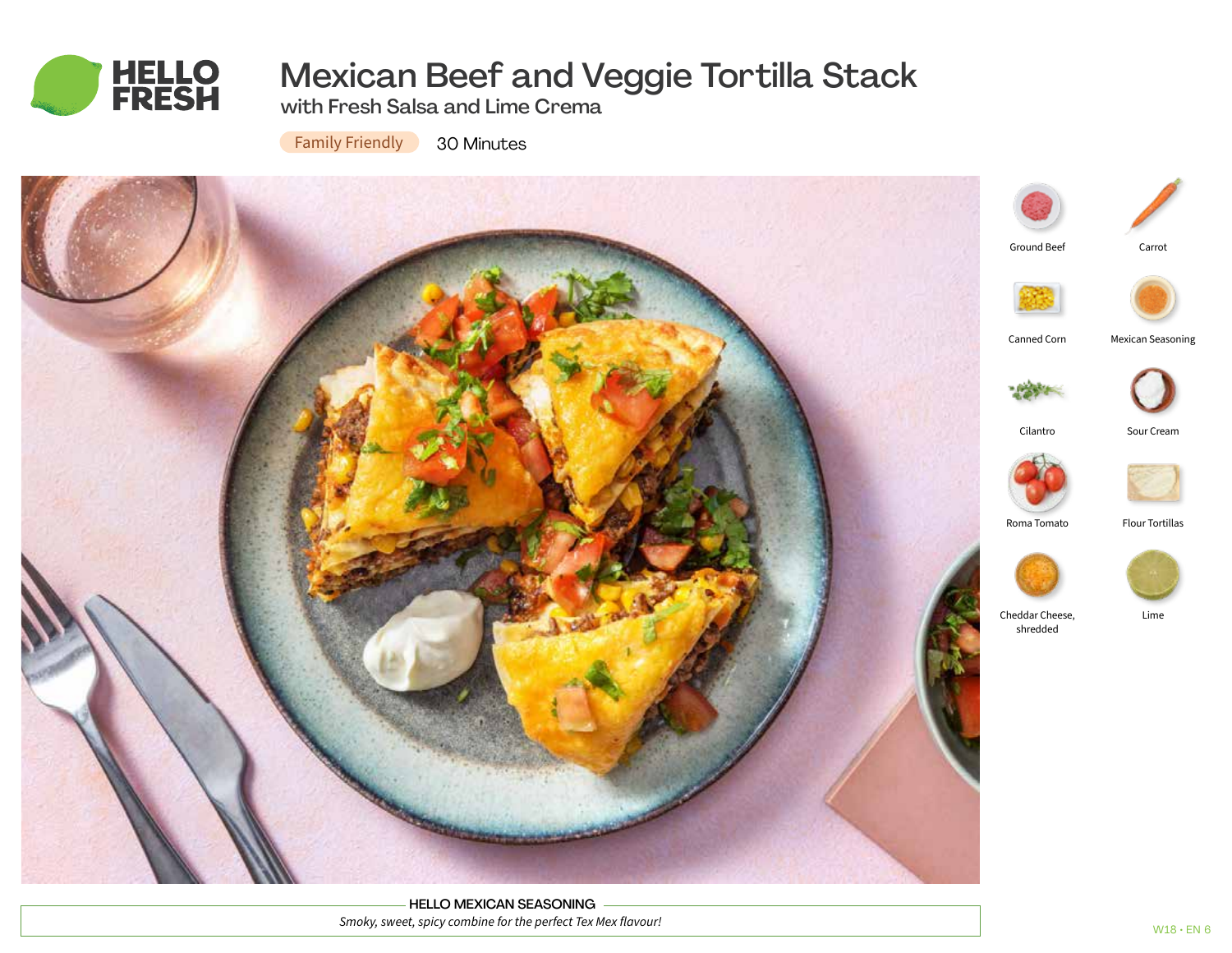HELLO FRESH

# Mexican Beef and Veggie Tortilla Stack

## with Fresh Salsa and Lime Crema

Family Friendly

30 Minutes

- Ground Beef
- Carrot
- Canned Corn
- Mexican Seasoning
- Cilantro
- Sour Cream
- Roma Tomato
- Flour Tortillas
- Cheddar Cheese, shredded
- Lime

**HELLO MEXICAN SEASONING**

*Smoky, sweet, spicy combine for the perfect Tex Mex flavour!*

W18 • EN 6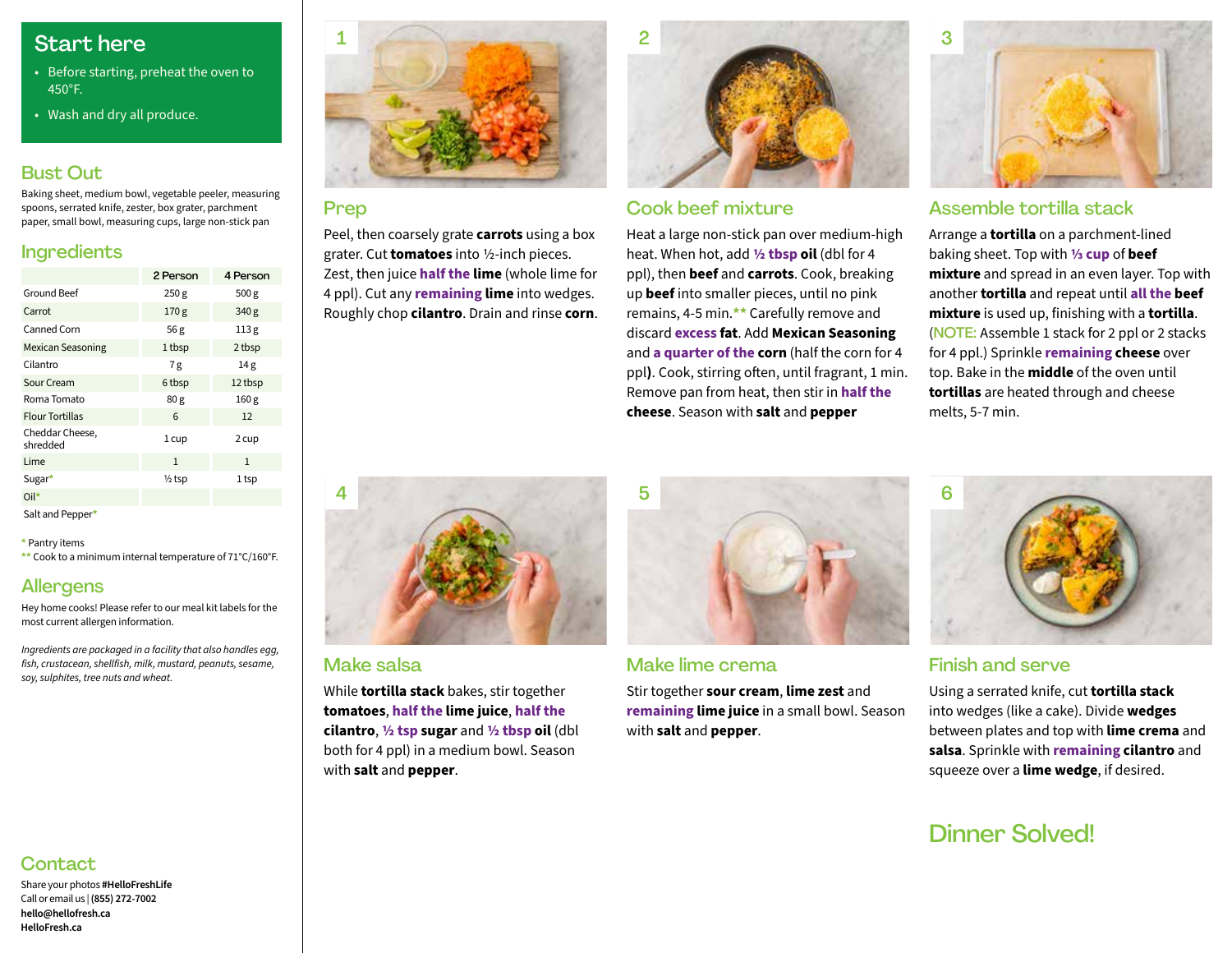## Start here

- Before starting, preheat the oven to 450°F.
- Wash and dry all produce.

## Bust Out

Baking sheet, medium bowl, vegetable peeler, measuring spoons, serrated knife, zester, box grater, parchment paper, small bowl, measuring cups, large non-stick pan

## Ingredients

| | 2 Person | 4 Person |
|---|---|---|
| Ground Beef | 250 g | 500 g |
| Carrot | 170 g | 340 g |
| Canned Corn | 56 g | 113 g |
| Mexican Seasoning | 1 tbsp | 2 tbsp |
| Cilantro | 7 g | 14 g |
| Sour Cream | 6 tbsp | 12 tbsp |
| Roma Tomato | 80 g | 160 g |
| Flour Tortillas | 6 | 12 |
| Cheddar Cheese, shredded | 1 cup | 2 cup |
| Lime | 1 | 1 |
| Sugar* | ½ tsp | 1 tsp |
| Oil* | | |
| Salt and Pepper* | | |

\* Pantry items
\** Cook to a minimum internal temperature of 71°C/160°F.

## Allergens

Hey home cooks! Please refer to our meal kit labels for the most current allergen information.

*Ingredients are packaged in a facility that also handles egg, fish, crustacean, shellfish, milk, mustard, peanuts, sesame, soy, sulphites, tree nuts and wheat.*

## 1 Prep

Peel, then coarsely grate **carrots** using a box grater. Cut **tomatoes** into ½-inch pieces. Zest, then juice **half the lime** (whole lime for 4 ppl). Cut any **remaining lime** into wedges. Roughly chop **cilantro**. Drain and rinse **corn**.

## 2 Cook beef mixture

Heat a large non-stick pan over medium-high heat. When hot, add **½ tbsp oil** (dbl for 4 ppl), then **beef** and **carrots**. Cook, breaking up **beef** into smaller pieces, until no pink remains, 4-5 min.** Carefully remove and discard **excess fat**. Add **Mexican Seasoning** and **a quarter of the corn** (half the corn for 4 ppl**)**. Cook, stirring often, until fragrant, 1 min. Remove pan from heat, then stir in **half the cheese**. Season with **salt** and **pepper**

## 3 Assemble tortilla stack

Arrange a **tortilla** on a parchment-lined baking sheet. Top with **⅓ cup** of **beef mixture** and spread in an even layer. Top with another **tortilla** and repeat until **all the beef mixture** is used up, finishing with a **tortilla**. (NOTE: Assemble 1 stack for 2 ppl or 2 stacks for 4 ppl.) Sprinkle **remaining cheese** over top. Bake in the **middle** of the oven until **tortillas** are heated through and cheese melts, 5-7 min.

## 4 Make salsa

While **tortilla stack** bakes, stir together **tomatoes**, **half the lime juice**, **half the cilantro**, **½ tsp sugar** and **½ tbsp oil** (dbl both for 4 ppl) in a medium bowl. Season with **salt** and **pepper**.

## 5 Make lime crema

Stir together **sour cream**, **lime zest** and **remaining lime juice** in a small bowl. Season with **salt** and **pepper**.

## 6 Finish and serve

Using a serrated knife, cut **tortilla stack** into wedges (like a cake). Divide **wedges** between plates and top with **lime crema** and **salsa**. Sprinkle with **remaining cilantro** and squeeze over a **lime wedge**, if desired.

# Dinner Solved!

## Contact

Share your photos **#HelloFreshLife**
Call or email us | **(855) 272-7002**
**hello@hellofresh.ca**
**HelloFresh.ca**